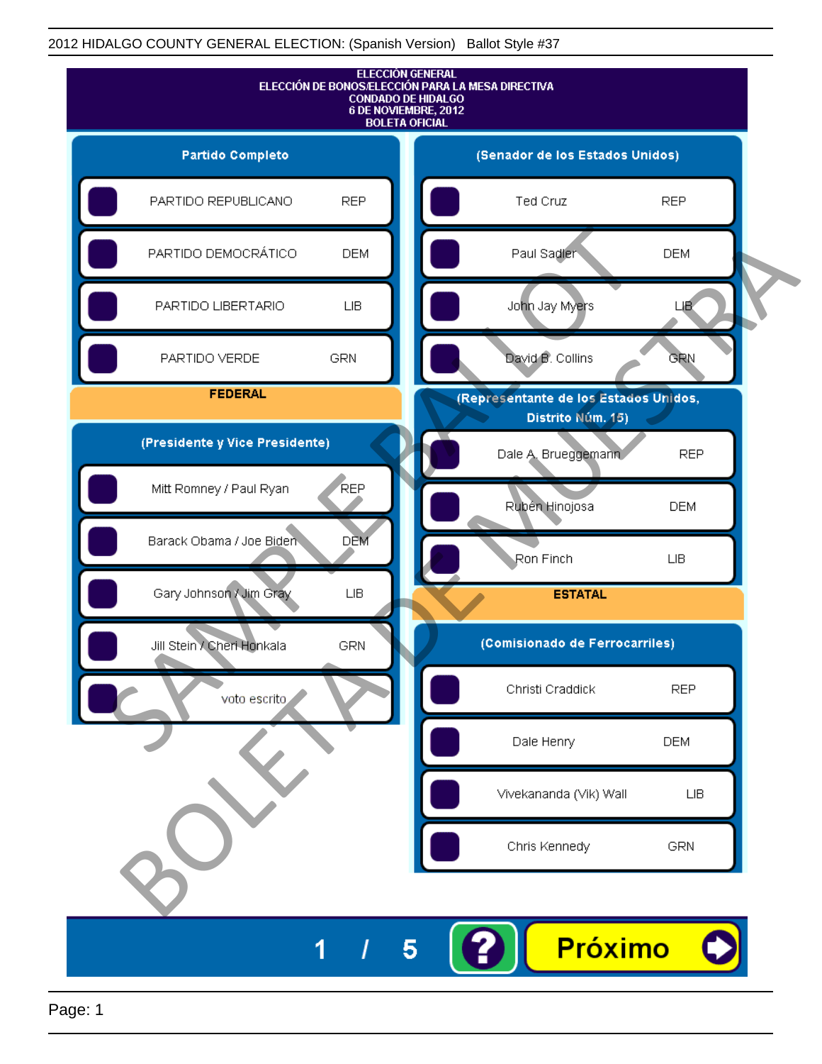2012 HIDALGO COUNTY GENERAL ELECTION: (Spanish Version) Ballot Style #37

# ELECCIÓN GENERAL
## ELECCIÓN DE BONOS/ELECCIÓN PARA LA MESA DIRECTIVA
## CONDADO DE HIDALGO
## 6 DE NOVIEMBRE, 2012
## BOLETA OFICIAL

### Partido Completo

| Partido | |
|---|---|
| PARTIDO REPUBLICANO | REP |
| PARTIDO DEMOCRÁTICO | DEM |
| PARTIDO LIBERTARIO | LIB |
| PARTIDO VERDE | GRN |

### FEDERAL

#### (Presidente y Vice Presidente)

| Candidato | Partido |
|---|---|
| Mitt Romney / Paul Ryan | REP |
| Barack Obama / Joe Biden | DEM |
| Gary Johnson / Jim Gray | LIB |
| Jill Stein / Cheri Honkala | GRN |
| voto escrito | |

#### (Senador de los Estados Unidos)

| Candidato | Partido |
|---|---|
| Ted Cruz | REP |
| Paul Sadler | DEM |
| John Jay Myers | LIB |
| David B. Collins | GRN |

#### (Representante de los Estados Unidos, Distrito Núm. 15)

| Candidato | Partido |
|---|---|
| Dale A. Brueggemann | REP |
| Rubén Hinojosa | DEM |
| Ron Finch | LIB |

### ESTATAL

#### (Comisionado de Ferrocarriles)

| Candidato | Partido |
|---|---|
| Christi Craddick | REP |
| Dale Henry | DEM |
| Vivekananda (Vik) Wall | LIB |
| Chris Kennedy | GRN |

SAMPLE BALLOT / BOLETA DE MUESTRA

1 / 5

Próximo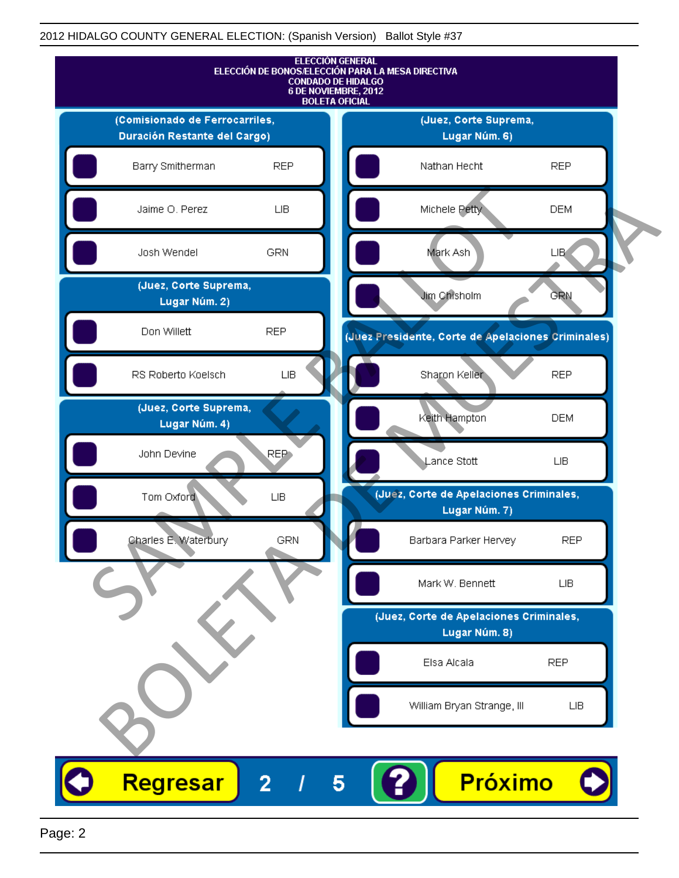2012 HIDALGO COUNTY GENERAL ELECTION: (Spanish Version)   Ballot Style #37

**ELECCIÓN GENERAL**
**ELECCIÓN DE BONOS/ELECCIÓN PARA LA MESA DIRECTIVA**
**CONDADO DE HIDALGO**
**6 DE NOVIEMBRE, 2012**
**BOLETA OFICIAL**

### (Comisionado de Ferrocarriles, Duración Restante del Cargo)

| Candidate | Party |
|---|---|
| Barry Smitherman | REP |
| Jaime O. Perez | LIB |
| Josh Wendel | GRN |

### (Juez, Corte Suprema, Lugar Núm. 2)

| Candidate | Party |
|---|---|
| Don Willett | REP |
| RS Roberto Koelsch | LIB |

### (Juez, Corte Suprema, Lugar Núm. 4)

| Candidate | Party |
|---|---|
| John Devine | REP |
| Tom Oxford | LIB |
| Charles E. Waterbury | GRN |

### (Juez, Corte Suprema, Lugar Núm. 6)

| Candidate | Party |
|---|---|
| Nathan Hecht | REP |
| Michele Petty | DEM |
| Mark Ash | LIB |
| Jim Chisholm | GRN |

### (Juez Presidente, Corte de Apelaciones Criminales)

| Candidate | Party |
|---|---|
| Sharon Keller | REP |
| Keith Hampton | DEM |
| Lance Stott | LIB |

### (Juez, Corte de Apelaciones Criminales, Lugar Núm. 7)

| Candidate | Party |
|---|---|
| Barbara Parker Hervey | REP |
| Mark W. Bennett | LIB |

### (Juez, Corte de Apelaciones Criminales, Lugar Núm. 8)

| Candidate | Party |
|---|---|
| Elsa Alcala | REP |
| William Bryan Strange, III | LIB |

SAMPLE BALLOT
BOLETA DE MUESTRA

Regresar   2 / 5   ?   Próximo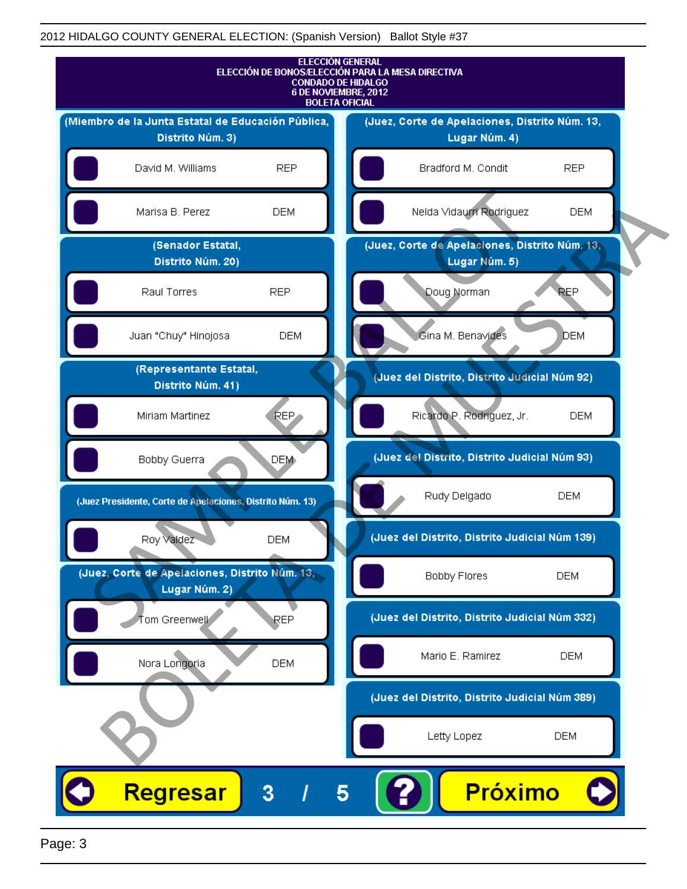2012 HIDALGO COUNTY GENERAL ELECTION: (Spanish Version)   Ballot Style #37

# ELECCIÓN GENERAL
## ELECCIÓN DE BONOS/ELECCIÓN PARA LA MESA DIRECTIVA
## CONDADO DE HIDALGO
## 6 DE NOVIEMBRE, 2012
## BOLETA OFICIAL

### (Miembro de la Junta Estatal de Educación Pública, Distrito Núm. 3)

| Candidato | Partido |
|---|---|
| David M. Williams | REP |
| Marisa B. Perez | DEM |

### (Senador Estatal, Distrito Núm. 20)

| Candidato | Partido |
|---|---|
| Raul Torres | REP |
| Juan "Chuy" Hinojosa | DEM |

### (Representante Estatal, Distrito Núm. 41)

| Candidato | Partido |
|---|---|
| Miriam Martinez | REP |
| Bobby Guerra | DEM |

### (Juez Presidente, Corte de Apelaciones, Distrito Núm. 13)

| Candidato | Partido |
|---|---|
| Roy Valdez | DEM |

### (Juez, Corte de Apelaciones, Distrito Núm. 13, Lugar Núm. 2)

| Candidato | Partido |
|---|---|
| Tom Greenwell | REP |
| Nora Longoria | DEM |

### (Juez, Corte de Apelaciones, Distrito Núm. 13, Lugar Núm. 4)

| Candidato | Partido |
|---|---|
| Bradford M. Condit | REP |
| Nelda Vidaurri Rodriguez | DEM |

### (Juez, Corte de Apelaciones, Distrito Núm. 13, Lugar Núm. 5)

| Candidato | Partido |
|---|---|
| Doug Norman | REP |
| Gina M. Benavides | DEM |

### (Juez del Distrito, Distrito Judicial Núm 92)

| Candidato | Partido |
|---|---|
| Ricardo P. Rodriguez, Jr. | DEM |

### (Juez del Distrito, Distrito Judicial Núm 93)

| Candidato | Partido |
|---|---|
| Rudy Delgado | DEM |

### (Juez del Distrito, Distrito Judicial Núm 139)

| Candidato | Partido |
|---|---|
| Bobby Flores | DEM |

### (Juez del Distrito, Distrito Judicial Núm 332)

| Candidato | Partido |
|---|---|
| Mario E. Ramirez | DEM |

### (Juez del Distrito, Distrito Judicial Núm 389)

| Candidato | Partido |
|---|---|
| Letty Lopez | DEM |

Regresar   3 / 5   ?   Próximo

SAMPLE BALLOT / BOLETA DE MUESTRA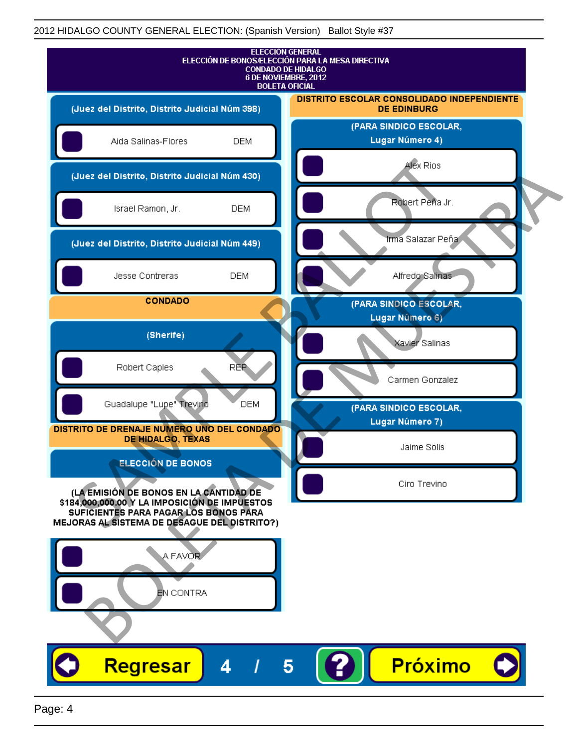2012 HIDALGO COUNTY GENERAL ELECTION: (Spanish Version) Ballot Style #37

# ELECCIÓN GENERAL
## ELECCIÓN DE BONOS/ELECCIÓN PARA LA MESA DIRECTIVA
## CONDADO DE HIDALGO
## 6 DE NOVIEMBRE, 2012
## BOLETA OFICIAL

**(Juez del Distrito, Distrito Judicial Núm 398)**

- Aida Salinas-Flores — DEM

**(Juez del Distrito, Distrito Judicial Núm 430)**

- Israel Ramon, Jr. — DEM

**(Juez del Distrito, Distrito Judicial Núm 449)**

- Jesse Contreras — DEM

### CONDADO

**(Sherife)**

- Robert Caples — REP
- Guadalupe "Lupe" Trevino — DEM

### DISTRITO DE DRENAJE NUMERO UNO DEL CONDADO DE HIDALGO, TEXAS

**ELECCIÓN DE BONOS**

**(LA EMISIÓN DE BONOS EN LA CANTIDAD DE $184,000,000.00 Y LA IMPOSICIÓN DE IMPUESTOS SUFICIENTES PARA PAGAR LOS BONOS PARA MEJORAS AL SISTEMA DE DESAGUE DEL DISTRITO?)**

- A FAVOR
- EN CONTRA

### DISTRITO ESCOLAR CONSOLIDADO INDEPENDIENTE DE EDINBURG

**(PARA SINDICO ESCOLAR, Lugar Número 4)**

- Alex Rios
- Robert Peña Jr.
- Irma Salazar Peña
- Alfredo Salinas

**(PARA SINDICO ESCOLAR, Lugar Número 6)**

- Xavier Salinas
- Carmen Gonzalez

**(PARA SINDICO ESCOLAR, Lugar Número 7)**

- Jaime Solis
- Ciro Trevino

SAMPLE BALLOT — BOLETA DE MUESTRA

Regresar 4 / 5 ? Próximo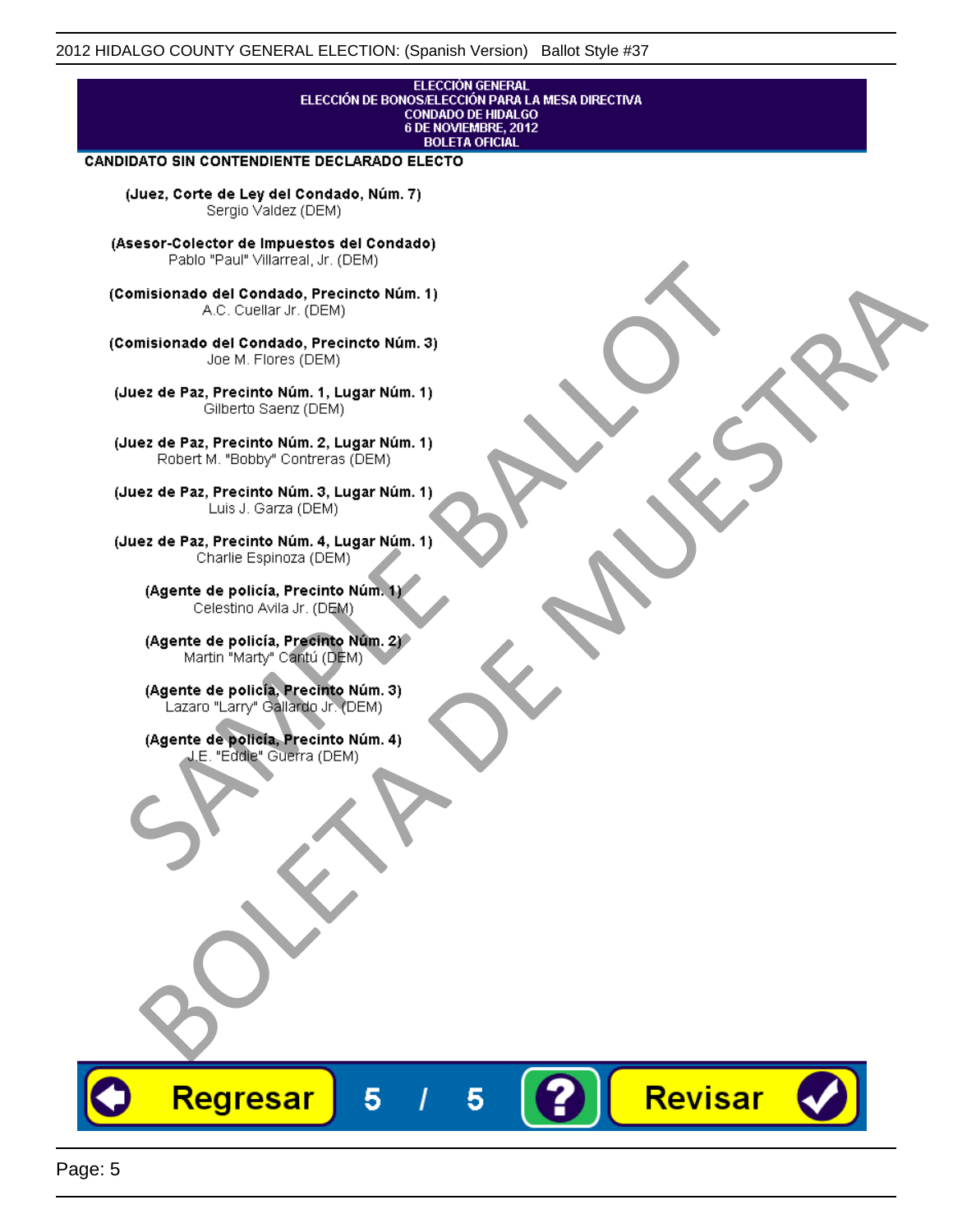ELECCIÓN GENERAL
ELECCIÓN DE BONOS/ELECCIÓN PARA LA MESA DIRECTIVA
CONDADO DE HIDALGO
6 DE NOVIEMBRE, 2012
BOLETA OFICIAL

**CANDIDATO SIN CONTENDIENTE DECLARADO ELECTO**

**(Juez, Corte de Ley del Condado, Núm. 7)**
Sergio Valdez (DEM)

**(Asesor-Colector de Impuestos del Condado)**
Pablo "Paul" Villarreal, Jr. (DEM)

**(Comisionado del Condado, Precincto Núm. 1)**
A.C. Cuellar Jr. (DEM)

**(Comisionado del Condado, Precincto Núm. 3)**
Joe M. Flores (DEM)

**(Juez de Paz, Precinto Núm. 1, Lugar Núm. 1)**
Gilberto Saenz (DEM)

**(Juez de Paz, Precinto Núm. 2, Lugar Núm. 1)**
Robert M. "Bobby" Contreras (DEM)

**(Juez de Paz, Precinto Núm. 3, Lugar Núm. 1)**
Luis J. Garza (DEM)

**(Juez de Paz, Precinto Núm. 4, Lugar Núm. 1)**
Charlie Espinoza (DEM)

**(Agente de policía, Precinto Núm. 1)**
Celestino Avila Jr. (DEM)

**(Agente de policía, Precinto Núm. 2)**
Martin "Marty" Cantú (DEM)

**(Agente de policía, Precinto Núm. 3)**
Lazaro "Larry" Gallardo Jr. (DEM)

**(Agente de policía, Precinto Núm. 4)**
J.E. "Eddie" Guerra (DEM)

SAMPLE BALLOT
BOLETA DE MUESTRA

Regresar 5 / 5 ? Revisar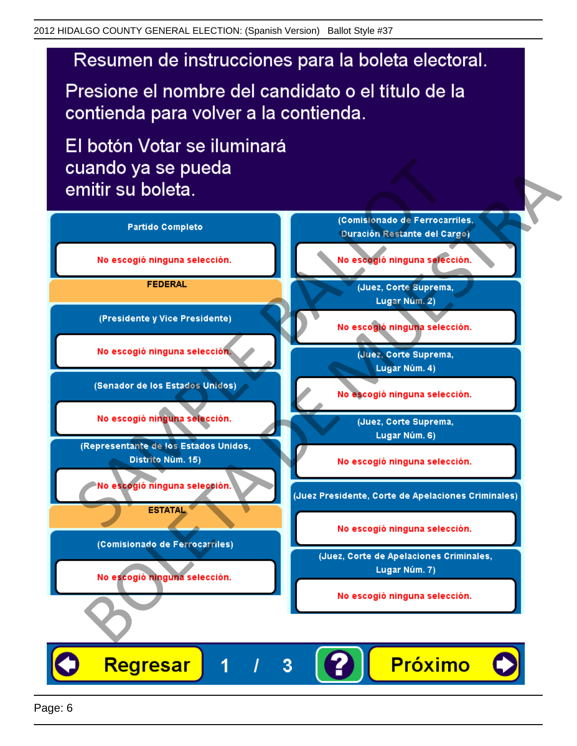# Resumen de instrucciones para la boleta electoral.

Presione el nombre del candidato o el título de la contienda para volver a la contienda.

El botón Votar se iluminará cuando ya se pueda emitir su boleta.

**Partido Completo**

No escogió ninguna selección.

**FEDERAL**

**(Presidente y Vice Presidente)**

No escogió ninguna selección.

**(Senador de los Estados Unidos)**

No escogió ninguna selección.

**(Representante de los Estados Unidos, Distrito Núm. 15)**

No escogió ninguna selección.

**ESTATAL**

**(Comisionado de Ferrocarriles)**

No escogió ninguna selección.

**(Comisionado de Ferrocarriles, Duración Restante del Cargo)**

No escogió ninguna selección.

**(Juez, Corte Suprema, Lugar Núm. 2)**

No escogió ninguna selección.

**(Juez, Corte Suprema, Lugar Núm. 4)**

No escogió ninguna selección.

**(Juez, Corte Suprema, Lugar Núm. 6)**

No escogió ninguna selección.

**(Juez Presidente, Corte de Apelaciones Criminales)**

No escogió ninguna selección.

**(Juez, Corte de Apelaciones Criminales, Lugar Núm. 7)**

No escogió ninguna selección.

Regresar | 1 / 3 | ? | Próximo

SAMPLE BALLOT BOLETA DE MUESTRA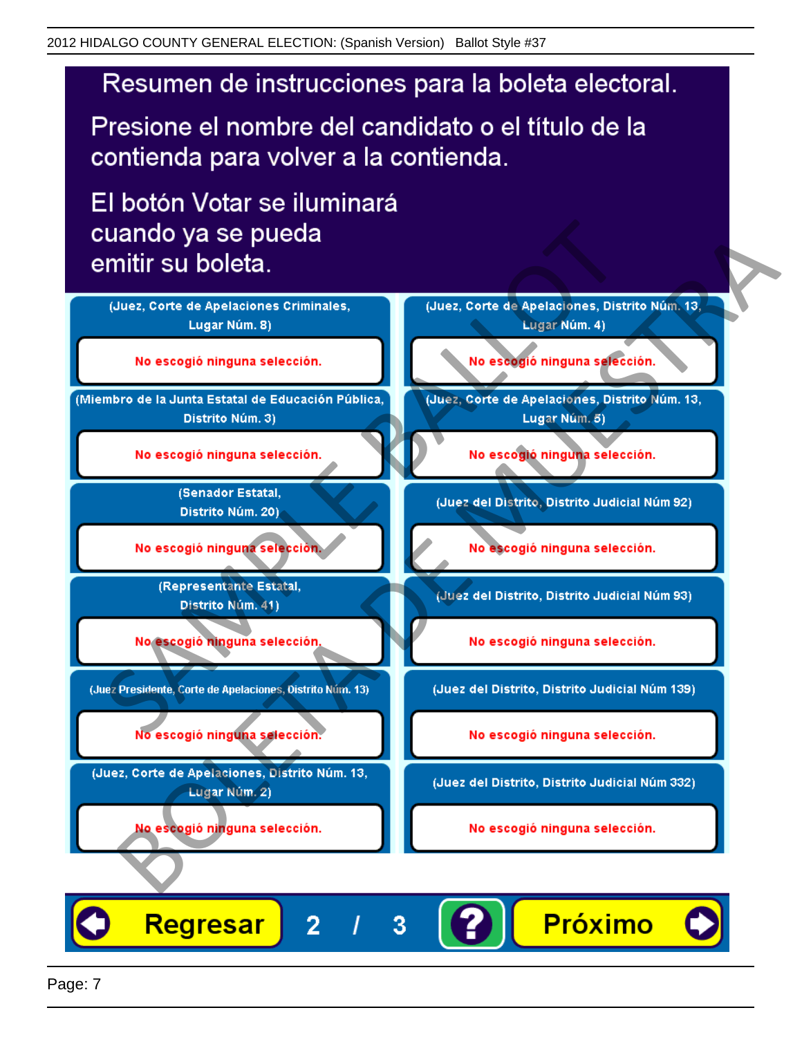# Resumen de instrucciones para la boleta electoral.

Presione el nombre del candidato o el título de la contienda para volver a la contienda.

El botón Votar se iluminará cuando ya se pueda emitir su boleta.

| Contienda | Selección |
|---|---|
| (Juez, Corte de Apelaciones Criminales, Lugar Núm. 8) | No escogió ninguna selección. |
| (Miembro de la Junta Estatal de Educación Pública, Distrito Núm. 3) | No escogió ninguna selección. |
| (Senador Estatal, Distrito Núm. 20) | No escogió ninguna selección. |
| (Representante Estatal, Distrito Núm. 41) | No escogió ninguna selección. |
| (Juez Presidente, Corte de Apelaciones, Distrito Núm. 13) | No escogió ninguna selección. |
| (Juez, Corte de Apelaciones, Distrito Núm. 13, Lugar Núm. 2) | No escogió ninguna selección. |
| (Juez, Corte de Apelaciones, Distrito Núm. 13, Lugar Núm. 4) | No escogió ninguna selección. |
| (Juez, Corte de Apelaciones, Distrito Núm. 13, Lugar Núm. 5) | No escogió ninguna selección. |
| (Juez del Distrito, Distrito Judicial Núm 92) | No escogió ninguna selección. |
| (Juez del Distrito, Distrito Judicial Núm 93) | No escogió ninguna selección. |
| (Juez del Distrito, Distrito Judicial Núm 139) | No escogió ninguna selección. |
| (Juez del Distrito, Distrito Judicial Núm 332) | No escogió ninguna selección. |

Regresar 2 / 3 ? Próximo

SAMPLE BALLOT BOLETA DE MUESTRA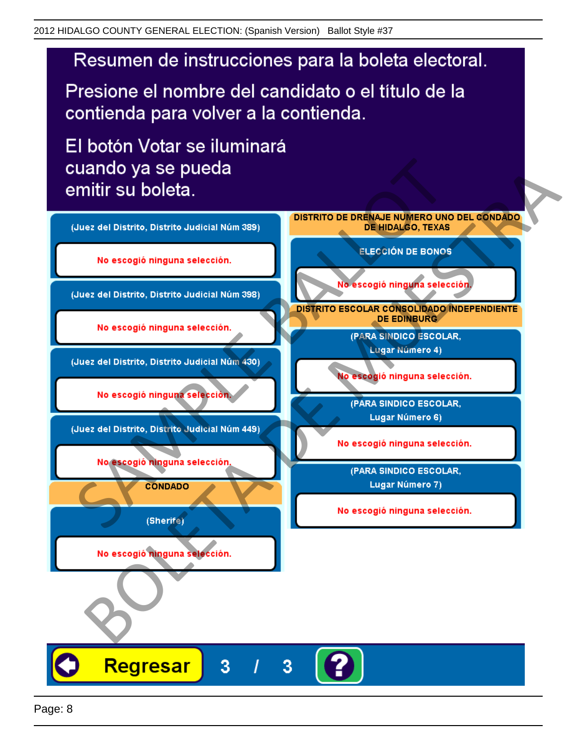# Resumen de instrucciones para la boleta electoral.

Presione el nombre del candidato o el título de la contienda para volver a la contienda.

El botón Votar se iluminará cuando ya se pueda emitir su boleta.

**(Juez del Distrito, Distrito Judicial Núm 389)**

No escogió ninguna selección.

**(Juez del Distrito, Distrito Judicial Núm 398)**

No escogió ninguna selección.

**(Juez del Distrito, Distrito Judicial Núm 430)**

No escogió ninguna selección.

**(Juez del Distrito, Distrito Judicial Núm 449)**

No escogió ninguna selección.

## CONDADO

**(Sherife)**

No escogió ninguna selección.

## DISTRITO DE DRENAJE NUMERO UNO DEL CONDADO DE HIDALGO, TEXAS

**ELECCIÓN DE BONOS**

No escogió ninguna selección.

## DISTRITO ESCOLAR CONSOLIDADO INDEPENDIENTE DE EDINBURG

**(PARA SINDICO ESCOLAR, Lugar Número 4)**

No escogió ninguna selección.

**(PARA SINDICO ESCOLAR, Lugar Número 6)**

No escogió ninguna selección.

**(PARA SINDICO ESCOLAR, Lugar Número 7)**

No escogió ninguna selección.

Regresar 3 / 3 ?

SAMPLE BALLOT BOLETA DE MUESTRA